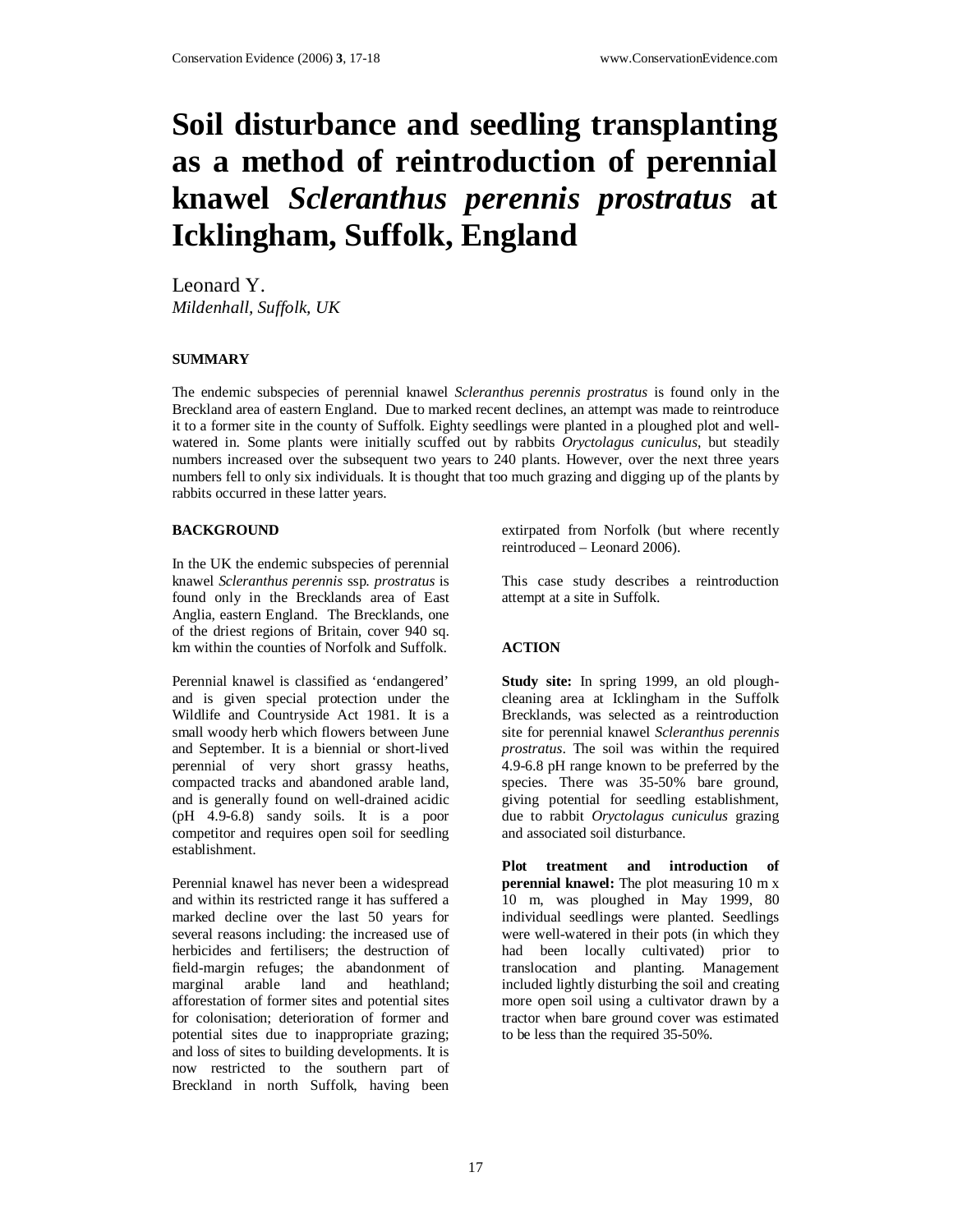# Soil disturbance and seedling transplanting as a method of reintroduction of perennial knawel *Scleranthus perennis prostratus* at Icklingham, Suffolk, England

Leonard Y.
*Mildenhall, Suffolk, UK*

## SUMMARY

The endemic subspecies of perennial knawel *Scleranthus perennis prostratus* is found only in the Breckland area of eastern England. Due to marked recent declines, an attempt was made to reintroduce it to a former site in the county of Suffolk. Eighty seedlings were planted in a ploughed plot and well-watered in. Some plants were initially scuffed out by rabbits *Oryctolagus cuniculus*, but steadily numbers increased over the subsequent two years to 240 plants. However, over the next three years numbers fell to only six individuals. It is thought that too much grazing and digging up of the plants by rabbits occurred in these latter years.

## BACKGROUND

In the UK the endemic subspecies of perennial knawel *Scleranthus perennis* ssp. *prostratus* is found only in the Brecklands area of East Anglia, eastern England. The Brecklands, one of the driest regions of Britain, cover 940 sq. km within the counties of Norfolk and Suffolk.

Perennial knawel is classified as 'endangered' and is given special protection under the Wildlife and Countryside Act 1981. It is a small woody herb which flowers between June and September. It is a biennial or short-lived perennial of very short grassy heaths, compacted tracks and abandoned arable land, and is generally found on well-drained acidic (pH 4.9-6.8) sandy soils. It is a poor competitor and requires open soil for seedling establishment.

Perennial knawel has never been a widespread and within its restricted range it has suffered a marked decline over the last 50 years for several reasons including: the increased use of herbicides and fertilisers; the destruction of field-margin refuges; the abandonment of marginal arable land and heathland; afforestation of former sites and potential sites for colonisation; deterioration of former and potential sites due to inappropriate grazing; and loss of sites to building developments. It is now restricted to the southern part of Breckland in north Suffolk, having been extirpated from Norfolk (but where recently reintroduced – Leonard 2006).

This case study describes a reintroduction attempt at a site in Suffolk.

## ACTION

**Study site:** In spring 1999, an old plough-cleaning area at Icklingham in the Suffolk Brecklands, was selected as a reintroduction site for perennial knawel *Scleranthus perennis prostratus*. The soil was within the required 4.9-6.8 pH range known to be preferred by the species. There was 35-50% bare ground, giving potential for seedling establishment, due to rabbit *Oryctolagus cuniculus* grazing and associated soil disturbance.

**Plot treatment and introduction of perennial knawel:** The plot measuring 10 m x 10 m, was ploughed in May 1999, 80 individual seedlings were planted. Seedlings were well-watered in their pots (in which they had been locally cultivated) prior to translocation and planting. Management included lightly disturbing the soil and creating more open soil using a cultivator drawn by a tractor when bare ground cover was estimated to be less than the required 35-50%.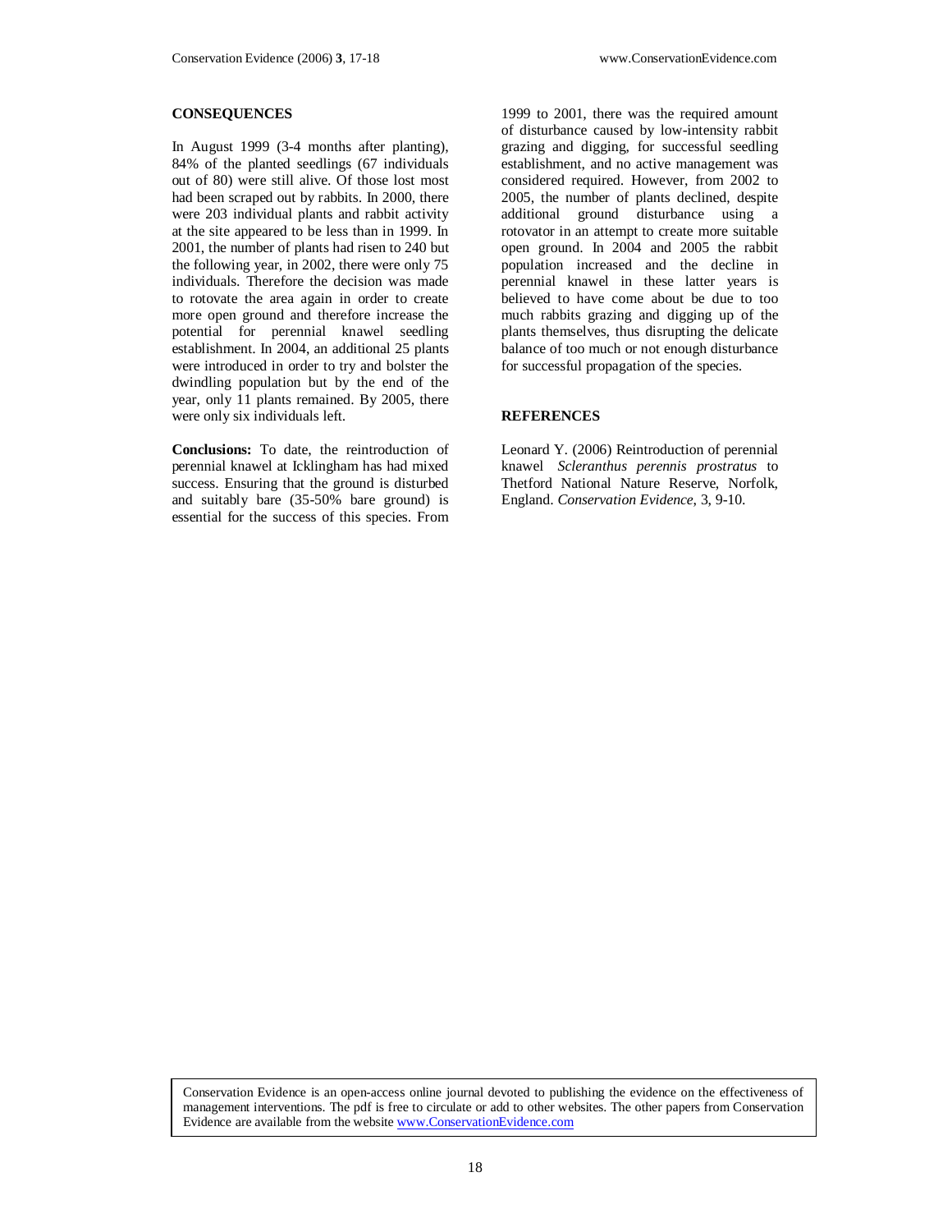**CONSEQUENCES**

In August 1999 (3-4 months after planting), 84% of the planted seedlings (67 individuals out of 80) were still alive. Of those lost most had been scraped out by rabbits. In 2000, there were 203 individual plants and rabbit activity at the site appeared to be less than in 1999. In 2001, the number of plants had risen to 240 but the following year, in 2002, there were only 75 individuals. Therefore the decision was made to rotovate the area again in order to create more open ground and therefore increase the potential for perennial knawel seedling establishment. In 2004, an additional 25 plants were introduced in order to try and bolster the dwindling population but by the end of the year, only 11 plants remained. By 2005, there were only six individuals left.

**Conclusions:** To date, the reintroduction of perennial knawel at Icklingham has had mixed success. Ensuring that the ground is disturbed and suitably bare (35-50% bare ground) is essential for the success of this species. From 1999 to 2001, there was the required amount of disturbance caused by low-intensity rabbit grazing and digging, for successful seedling establishment, and no active management was considered required. However, from 2002 to 2005, the number of plants declined, despite additional ground disturbance using a rotovator in an attempt to create more suitable open ground. In 2004 and 2005 the rabbit population increased and the decline in perennial knawel in these latter years is believed to have come about be due to too much rabbits grazing and digging up of the plants themselves, thus disrupting the delicate balance of too much or not enough disturbance for successful propagation of the species.

**REFERENCES**

Leonard Y. (2006) Reintroduction of perennial knawel *Scleranthus perennis prostratus* to Thetford National Nature Reserve, Norfolk, England. *Conservation Evidence*, 3, 9-10.

Conservation Evidence is an open-access online journal devoted to publishing the evidence on the effectiveness of management interventions. The pdf is free to circulate or add to other websites. The other papers from Conservation Evidence are available from the website www.ConservationEvidence.com